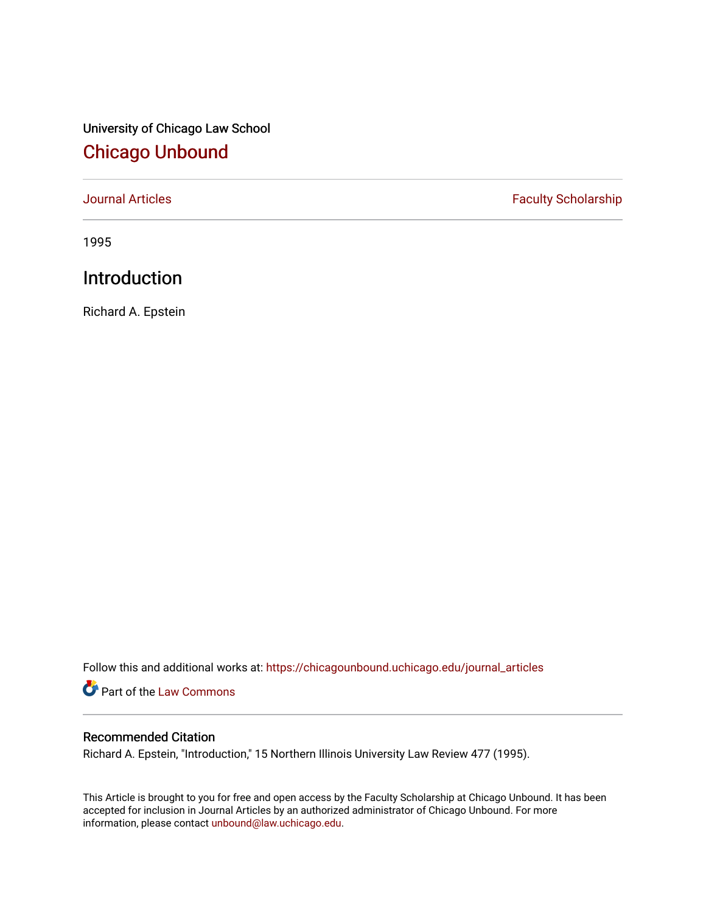University of Chicago Law School

## Chicago Unbound

Journal Articles | Faculty Scholarship

1995

# Introduction

Richard A. Epstein

Follow this and additional works at: https://chicagounbound.uchicago.edu/journal_articles

Part of the Law Commons

### Recommended Citation

Richard A. Epstein, "Introduction," 15 Northern Illinois University Law Review 477 (1995).

This Article is brought to you for free and open access by the Faculty Scholarship at Chicago Unbound. It has been accepted for inclusion in Journal Articles by an authorized administrator of Chicago Unbound. For more information, please contact unbound@law.uchicago.edu.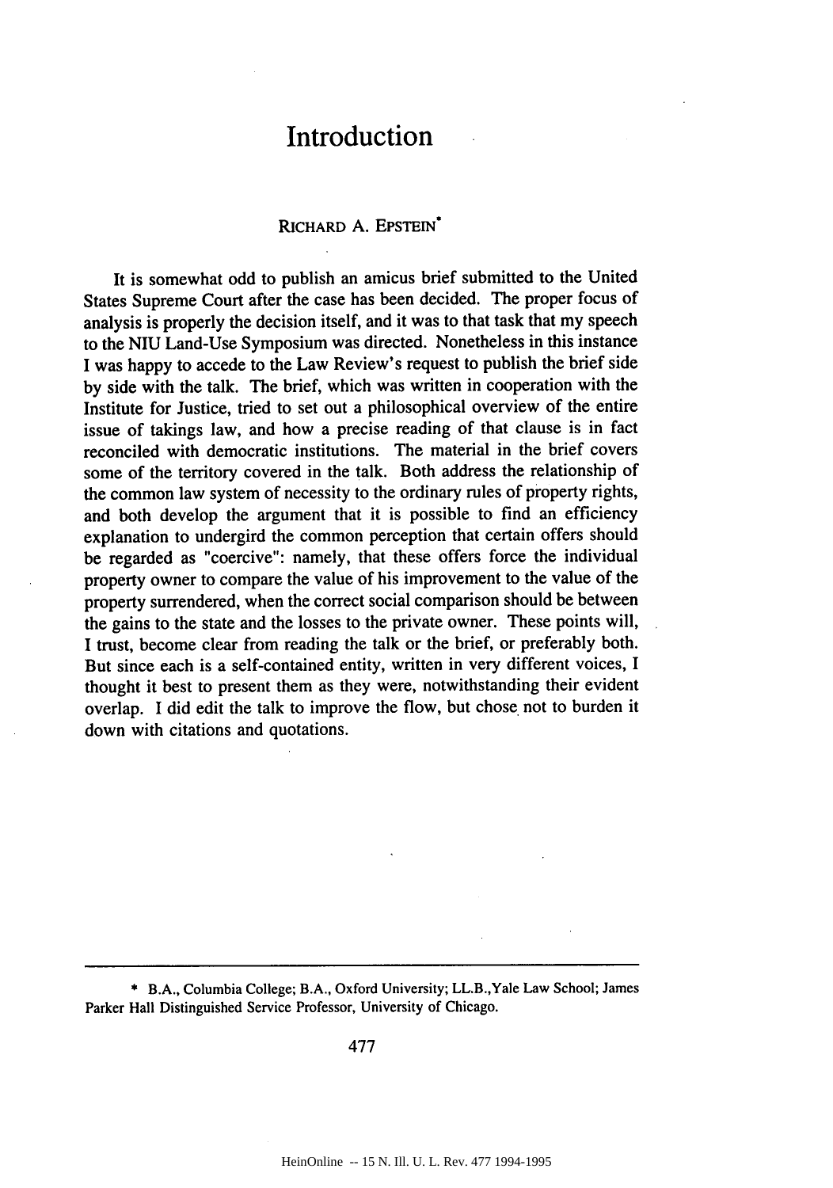# Introduction

RICHARD A. EPSTEIN*

It is somewhat odd to publish an amicus brief submitted to the United States Supreme Court after the case has been decided. The proper focus of analysis is properly the decision itself, and it was to that task that my speech to the NIU Land-Use Symposium was directed. Nonetheless in this instance I was happy to accede to the Law Review's request to publish the brief side by side with the talk. The brief, which was written in cooperation with the Institute for Justice, tried to set out a philosophical overview of the entire issue of takings law, and how a precise reading of that clause is in fact reconciled with democratic institutions. The material in the brief covers some of the territory covered in the talk. Both address the relationship of the common law system of necessity to the ordinary rules of property rights, and both develop the argument that it is possible to find an efficiency explanation to undergird the common perception that certain offers should be regarded as "coercive": namely, that these offers force the individual property owner to compare the value of his improvement to the value of the property surrendered, when the correct social comparison should be between the gains to the state and the losses to the private owner. These points will, I trust, become clear from reading the talk or the brief, or preferably both. But since each is a self-contained entity, written in very different voices, I thought it best to present them as they were, notwithstanding their evident overlap. I did edit the talk to improve the flow, but chose not to burden it down with citations and quotations.

---

\* B.A., Columbia College; B.A., Oxford University; LL.B.,Yale Law School; James Parker Hall Distinguished Service Professor, University of Chicago.